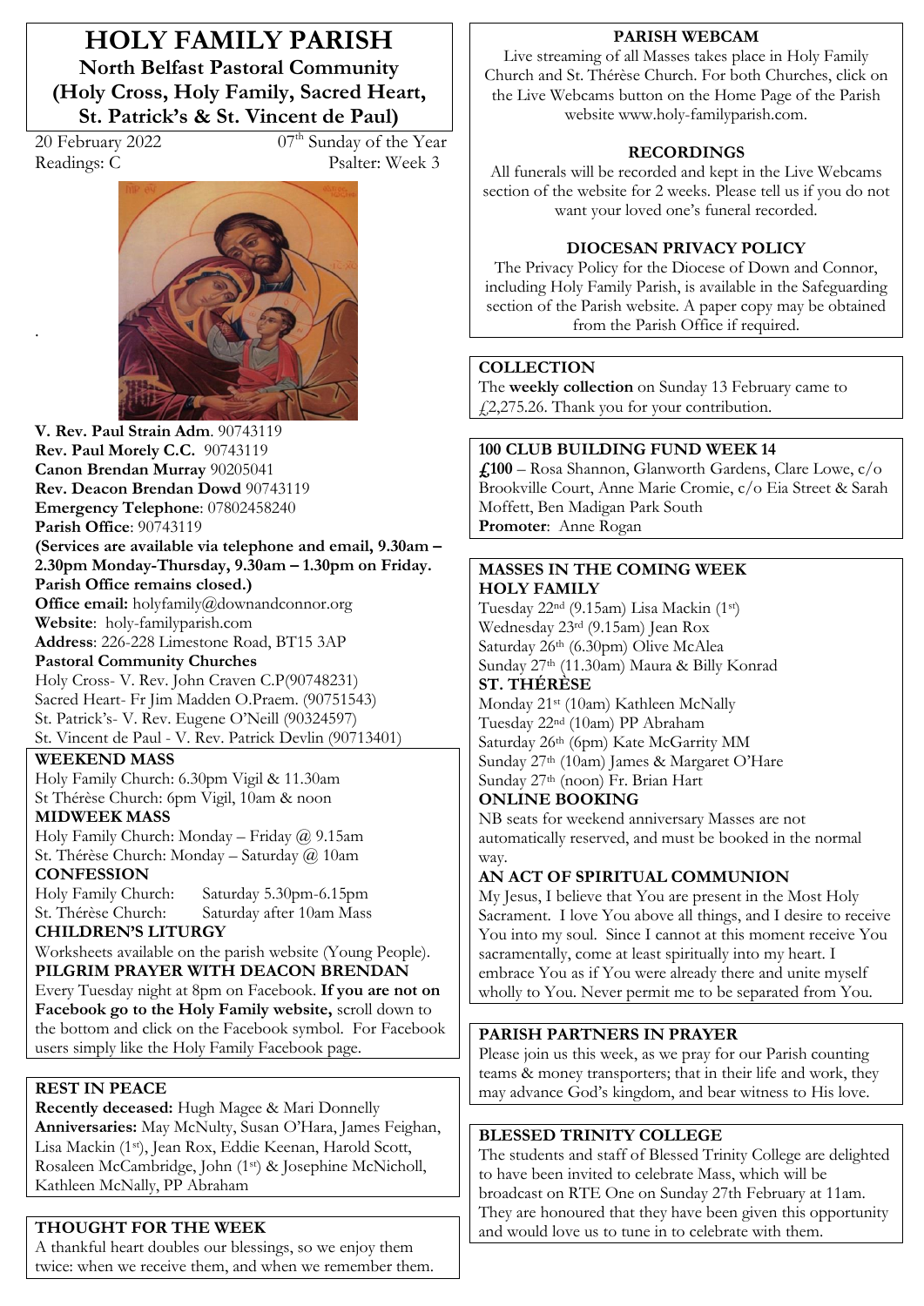# HOLY FAMILY PARISH

## North Belfast Pastoral Community (Holy Cross, Holy Family, Sacred Heart, St. Patrick's & St. Vincent de Paul)

20 February 2022 — 07th Sunday of the Year

Readings: C — Psalter: Week 3

**V. Rev. Paul Strain Adm**. 90743119
**Rev. Paul Morely C.C.** 90743119
**Canon Brendan Murray** 90205041
**Rev. Deacon Brendan Dowd** 90743119
**Emergency Telephone**: 07802458240
**Parish Office**: 90743119
**(Services are available via telephone and email, 9.30am – 2.30pm Monday-Thursday, 9.30am – 1.30pm on Friday. Parish Office remains closed.)**
**Office email:** holyfamily@downandconnor.org
**Website**: holy-familyparish.com
**Address**: 226-228 Limestone Road, BT15 3AP

**Pastoral Community Churches**
Holy Cross- V. Rev. John Craven C.P(90748231)
Sacred Heart- Fr Jim Madden O.Praem. (90751543)
St. Patrick's- V. Rev. Eugene O'Neill (90324597)
St. Vincent de Paul - V. Rev. Patrick Devlin (90713401)

**WEEKEND MASS**
Holy Family Church: 6.30pm Vigil & 11.30am
St Thérèse Church: 6pm Vigil, 10am & noon

**MIDWEEK MASS**
Holy Family Church: Monday – Friday @ 9.15am
St. Thérèse Church: Monday – Saturday @ 10am

**CONFESSION**
Holy Family Church: Saturday 5.30pm-6.15pm
St. Thérèse Church: Saturday after 10am Mass

**CHILDREN'S LITURGY**
Worksheets available on the parish website (Young People).

**PILGRIM PRAYER WITH DEACON BRENDAN**
Every Tuesday night at 8pm on Facebook. **If you are not on Facebook go to the Holy Family website,** scroll down to the bottom and click on the Facebook symbol. For Facebook users simply like the Holy Family Facebook page.

**REST IN PEACE**
**Recently deceased:** Hugh Magee & Mari Donnelly
**Anniversaries:** May McNulty, Susan O'Hara, James Feighan, Lisa Mackin (1st), Jean Rox, Eddie Keenan, Harold Scott, Rosaleen McCambridge, John (1st) & Josephine McNicholl, Kathleen McNally, PP Abraham

**THOUGHT FOR THE WEEK**
A thankful heart doubles our blessings, so we enjoy them twice: when we receive them, and when we remember them.

**PARISH WEBCAM**
Live streaming of all Masses takes place in Holy Family Church and St. Thérèse Church. For both Churches, click on the Live Webcams button on the Home Page of the Parish website www.holy-familyparish.com.

**RECORDINGS**
All funerals will be recorded and kept in the Live Webcams section of the website for 2 weeks. Please tell us if you do not want your loved one's funeral recorded.

**DIOCESAN PRIVACY POLICY**
The Privacy Policy for the Diocese of Down and Connor, including Holy Family Parish, is available in the Safeguarding section of the Parish website. A paper copy may be obtained from the Parish Office if required.

**COLLECTION**
The **weekly collection** on Sunday 13 February came to £2,275.26. Thank you for your contribution.

**100 CLUB BUILDING FUND WEEK 14**
**£100** – Rosa Shannon, Glanworth Gardens, Clare Lowe, c/o Brookville Court, Anne Marie Cromie, c/o Eia Street & Sarah Moffett, Ben Madigan Park South
**Promoter**: Anne Rogan

**MASSES IN THE COMING WEEK**
**HOLY FAMILY**
Tuesday 22nd (9.15am) Lisa Mackin (1st)
Wednesday 23rd (9.15am) Jean Rox
Saturday 26th (6.30pm) Olive McAlea
Sunday 27th (11.30am) Maura & Billy Konrad

**ST. THÉRÈSE**
Monday 21st (10am) Kathleen McNally
Tuesday 22nd (10am) PP Abraham
Saturday 26th (6pm) Kate McGarrity MM
Sunday 27th (10am) James & Margaret O'Hare
Sunday 27th (noon) Fr. Brian Hart

**ONLINE BOOKING**
NB seats for weekend anniversary Masses are not automatically reserved, and must be booked in the normal way.

**AN ACT OF SPIRITUAL COMMUNION**
My Jesus, I believe that You are present in the Most Holy Sacrament. I love You above all things, and I desire to receive You into my soul. Since I cannot at this moment receive You sacramentally, come at least spiritually into my heart. I embrace You as if You were already there and unite myself wholly to You. Never permit me to be separated from You.

**PARISH PARTNERS IN PRAYER**
Please join us this week, as we pray for our Parish counting teams & money transporters; that in their life and work, they may advance God's kingdom, and bear witness to His love.

**BLESSED TRINITY COLLEGE**
The students and staff of Blessed Trinity College are delighted to have been invited to celebrate Mass, which will be broadcast on RTE One on Sunday 27th February at 11am. They are honoured that they have been given this opportunity and would love us to tune in to celebrate with them.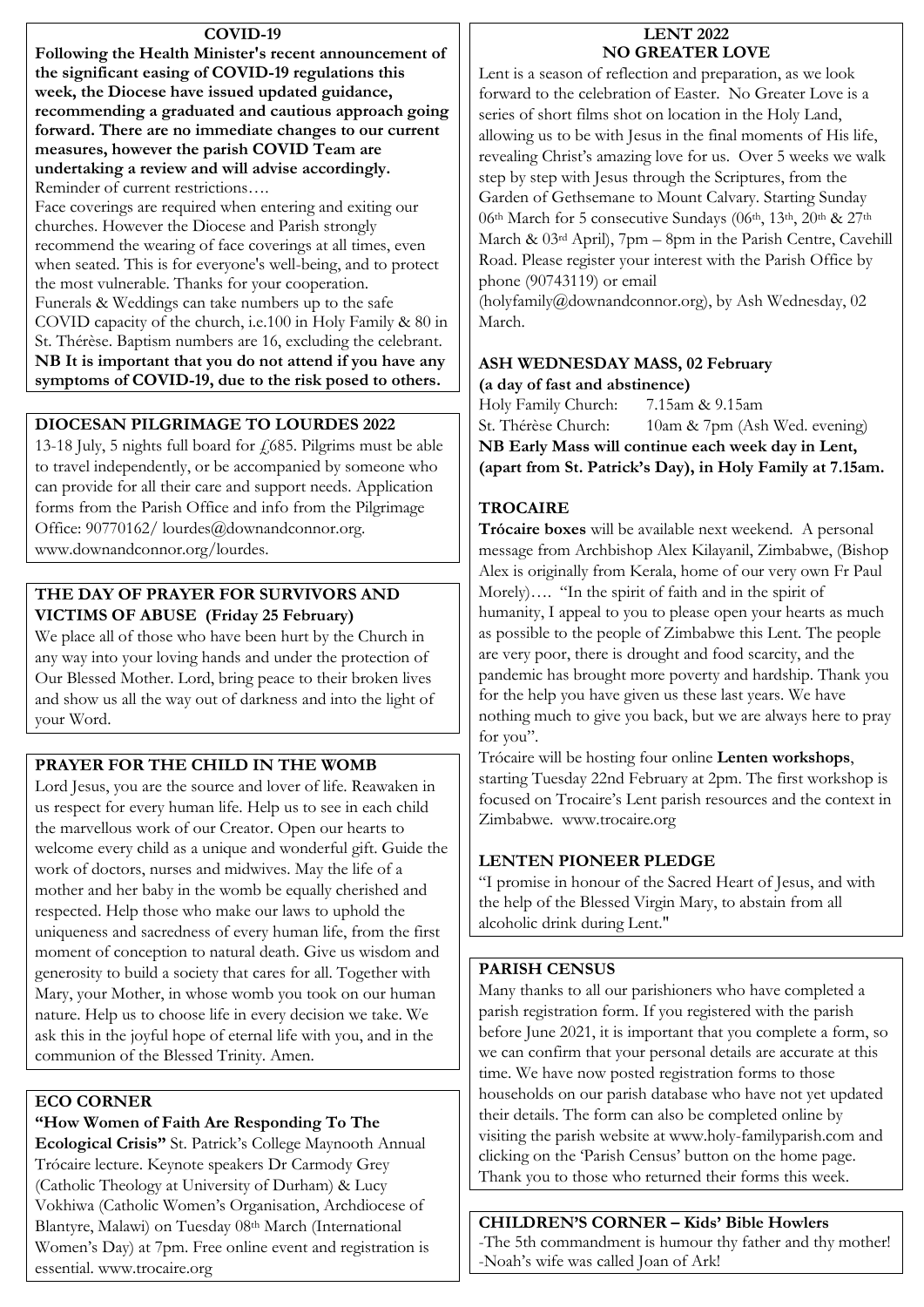## COVID-19

**Following the Health Minister's recent announcement of the significant easing of COVID-19 regulations this week, the Diocese have issued updated guidance, recommending a graduated and cautious approach going forward. There are no immediate changes to our current measures, however the parish COVID Team are undertaking a review and will advise accordingly.**

Reminder of current restrictions….

Face coverings are required when entering and exiting our churches. However the Diocese and Parish strongly recommend the wearing of face coverings at all times, even when seated. This is for everyone's well-being, and to protect the most vulnerable. Thanks for your cooperation.

Funerals & Weddings can take numbers up to the safe COVID capacity of the church, i.e.100 in Holy Family & 80 in St. Thérèse. Baptism numbers are 16, excluding the celebrant.

**NB It is important that you do not attend if you have any symptoms of COVID-19, due to the risk posed to others.**

## DIOCESAN PILGRIMAGE TO LOURDES 2022

13-18 July, 5 nights full board for £685. Pilgrims must be able to travel independently, or be accompanied by someone who can provide for all their care and support needs. Application forms from the Parish Office and info from the Pilgrimage Office: 90770162/ lourdes@downandconnor.org. www.downandconnor.org/lourdes.

## THE DAY OF PRAYER FOR SURVIVORS AND VICTIMS OF ABUSE (Friday 25 February)

We place all of those who have been hurt by the Church in any way into your loving hands and under the protection of Our Blessed Mother. Lord, bring peace to their broken lives and show us all the way out of darkness and into the light of your Word.

## PRAYER FOR THE CHILD IN THE WOMB

Lord Jesus, you are the source and lover of life. Reawaken in us respect for every human life. Help us to see in each child the marvellous work of our Creator. Open our hearts to welcome every child as a unique and wonderful gift. Guide the work of doctors, nurses and midwives. May the life of a mother and her baby in the womb be equally cherished and respected. Help those who make our laws to uphold the uniqueness and sacredness of every human life, from the first moment of conception to natural death. Give us wisdom and generosity to build a society that cares for all. Together with Mary, your Mother, in whose womb you took on our human nature. Help us to choose life in every decision we take. We ask this in the joyful hope of eternal life with you, and in the communion of the Blessed Trinity. Amen.

## ECO CORNER

**"How Women of Faith Are Responding To The Ecological Crisis"** St. Patrick's College Maynooth Annual Trócaire lecture. Keynote speakers Dr Carmody Grey (Catholic Theology at University of Durham) & Lucy Vokhiwa (Catholic Women's Organisation, Archdiocese of Blantyre, Malawi) on Tuesday 08th March (International Women's Day) at 7pm. Free online event and registration is essential. www.trocaire.org

## LENT 2022
## NO GREATER LOVE

Lent is a season of reflection and preparation, as we look forward to the celebration of Easter. No Greater Love is a series of short films shot on location in the Holy Land, allowing us to be with Jesus in the final moments of His life, revealing Christ's amazing love for us. Over 5 weeks we walk step by step with Jesus through the Scriptures, from the Garden of Gethsemane to Mount Calvary. Starting Sunday 06th March for 5 consecutive Sundays (06th, 13th, 20th & 27th March & 03rd April), 7pm – 8pm in the Parish Centre, Cavehill Road. Please register your interest with the Parish Office by phone (90743119) or email (holyfamily@downandconnor.org), by Ash Wednesday, 02 March.

## ASH WEDNESDAY MASS, 02 February
**(a day of fast and abstinence)**

Holy Family Church: 7.15am & 9.15am
St. Thérèse Church: 10am & 7pm (Ash Wed. evening)

**NB Early Mass will continue each week day in Lent, (apart from St. Patrick's Day), in Holy Family at 7.15am.**

## TROCAIRE

**Trócaire boxes** will be available next weekend. A personal message from Archbishop Alex Kilayanil, Zimbabwe, (Bishop Alex is originally from Kerala, home of our very own Fr Paul Morely)…. "In the spirit of faith and in the spirit of humanity, I appeal to you to please open your hearts as much as possible to the people of Zimbabwe this Lent. The people are very poor, there is drought and food scarcity, and the pandemic has brought more poverty and hardship. Thank you for the help you have given us these last years. We have nothing much to give you back, but we are always here to pray for you".

Trócaire will be hosting four online **Lenten workshops**, starting Tuesday 22nd February at 2pm. The first workshop is focused on Trocaire's Lent parish resources and the context in Zimbabwe. www.trocaire.org

## LENTEN PIONEER PLEDGE

"I promise in honour of the Sacred Heart of Jesus, and with the help of the Blessed Virgin Mary, to abstain from all alcoholic drink during Lent."

## PARISH CENSUS

Many thanks to all our parishioners who have completed a parish registration form. If you registered with the parish before June 2021, it is important that you complete a form, so we can confirm that your personal details are accurate at this time. We have now posted registration forms to those households on our parish database who have not yet updated their details. The form can also be completed online by visiting the parish website at www.holy-familyparish.com and clicking on the 'Parish Census' button on the home page. Thank you to those who returned their forms this week.

## CHILDREN'S CORNER – Kids' Bible Howlers

-The 5th commandment is humour thy father and thy mother!
-Noah's wife was called Joan of Ark!